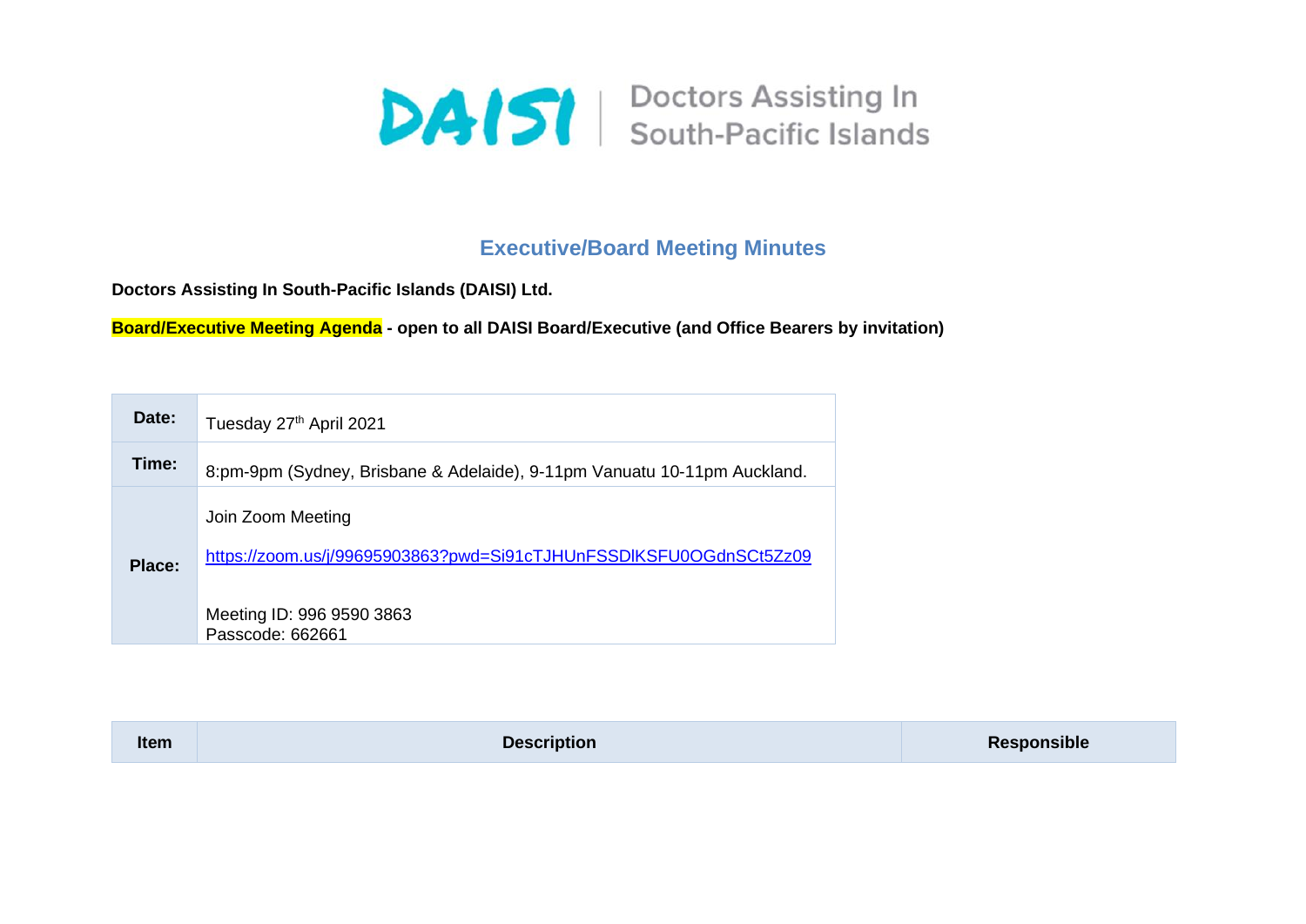DAISI | Doctors Assisting In South-Pacific Islands

## Executive/Board Meeting Minutes

**Doctors Assisting In South-Pacific Islands (DAISI) Ltd.**

**Board/Executive Meeting Agenda - open to all DAISI Board/Executive (and Office Bearers by invitation)**

| | |
|---|---|
| **Date:** | Tuesday 27th April 2021 |
| **Time:** | 8:pm-9pm (Sydney, Brisbane & Adelaide), 9-11pm Vanuatu 10-11pm Auckland. |
| **Place:** | Join Zoom Meeting<br>https://zoom.us/j/99695903863?pwd=Si91cTJHUnFSSDlKSFU0OGdnSCt5Zz09<br>Meeting ID: 996 9590 3863<br>Passcode: 662661 |

| Item | Description | Responsible |
|---|---|---|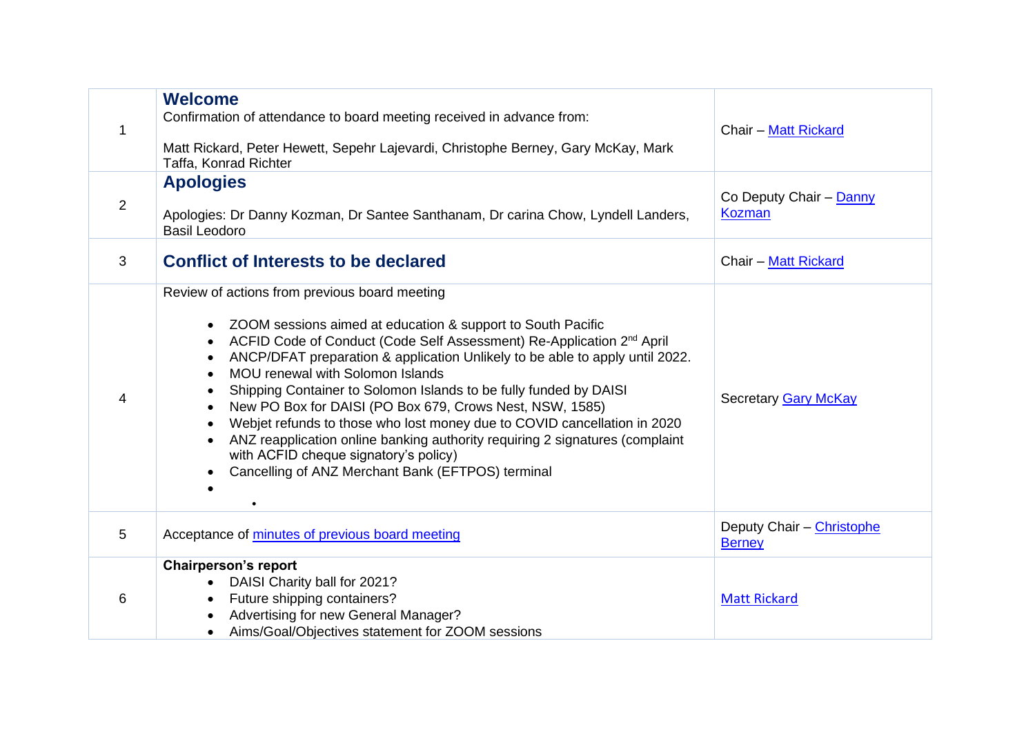| | | |
|---|---|---|
| 1 | **Welcome**<br>Confirmation of attendance to board meeting received in advance from:<br><br>Matt Rickard, Peter Hewett, Sepehr Lajevardi, Christophe Berney, Gary McKay, Mark Taffa, Konrad Richter | Chair – Matt Rickard |
| 2 | **Apologies**<br><br>Apologies: Dr Danny Kozman, Dr Santee Santhanam, Dr carina Chow, Lyndell Landers, Basil Leodoro | Co Deputy Chair – Danny Kozman |
| 3 | **Conflict of Interests to be declared** | Chair – Matt Rickard |
| 4 | Review of actions from previous board meeting<br><br>• ZOOM sessions aimed at education & support to South Pacific<br>• ACFID Code of Conduct (Code Self Assessment) Re-Application 2nd April<br>• ANCP/DFAT preparation & application Unlikely to be able to apply until 2022.<br>• MOU renewal with Solomon Islands<br>• Shipping Container to Solomon Islands to be fully funded by DAISI<br>• New PO Box for DAISI (PO Box 679, Crows Nest, NSW, 1585)<br>• Webjet refunds to those who lost money due to COVID cancellation in 2020<br>• ANZ reapplication online banking authority requiring 2 signatures (complaint with ACFID cheque signatory's policy)<br>• Cancelling of ANZ Merchant Bank (EFTPOS) terminal | Secretary Gary McKay |
| 5 | Acceptance of minutes of previous board meeting | Deputy Chair – Christophe Berney |
| 6 | **Chairperson's report**<br>• DAISI Charity ball for 2021?<br>• Future shipping containers?<br>• Advertising for new General Manager?<br>• Aims/Goal/Objectives statement for ZOOM sessions | Matt Rickard |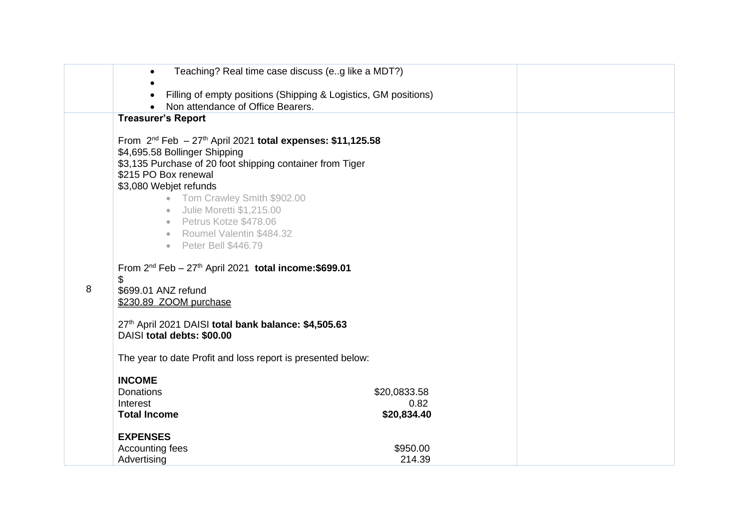| | | |
|---|---|---|
| | • Teaching? Real time case discuss (e..g like a MDT?)<br>•<br>• Filling of empty positions (Shipping & Logistics, GM positions)<br>• Non attendance of Office Bearers. | |
| 8 | **Treasurer's Report**<br><br>From 2nd Feb – 27th April 2021 **total expenses: $11,125.58**<br>$4,695.58 Bollinger Shipping<br>$3,135 Purchase of 20 foot shipping container from Tiger<br>$215 PO Box renewal<br>$3,080 Webjet refunds<br>• Tom Crawley Smith $902.00<br>• Julie Moretti $1,215.00<br>• Petrus Kotze $478.06<br>• Roumel Valentin $484.32<br>• Peter Bell $446.79<br><br>From 2nd Feb – 27th April 2021 **total income:$699.01**<br>$<br>$699.01 ANZ refund<br>$230.89 ZOOM purchase<br><br>27th April 2021 DAISI **total bank balance: $4,505.63**<br>DAISI **total debts: $00.00**<br><br>The year to date Profit and loss report is presented below:<br><br>**INCOME**<br>Donations $20,0833.58<br>Interest 0.82<br>**Total Income $20,834.40**<br><br>**EXPENSES**<br>Accounting fees $950.00<br>Advertising 214.39 | |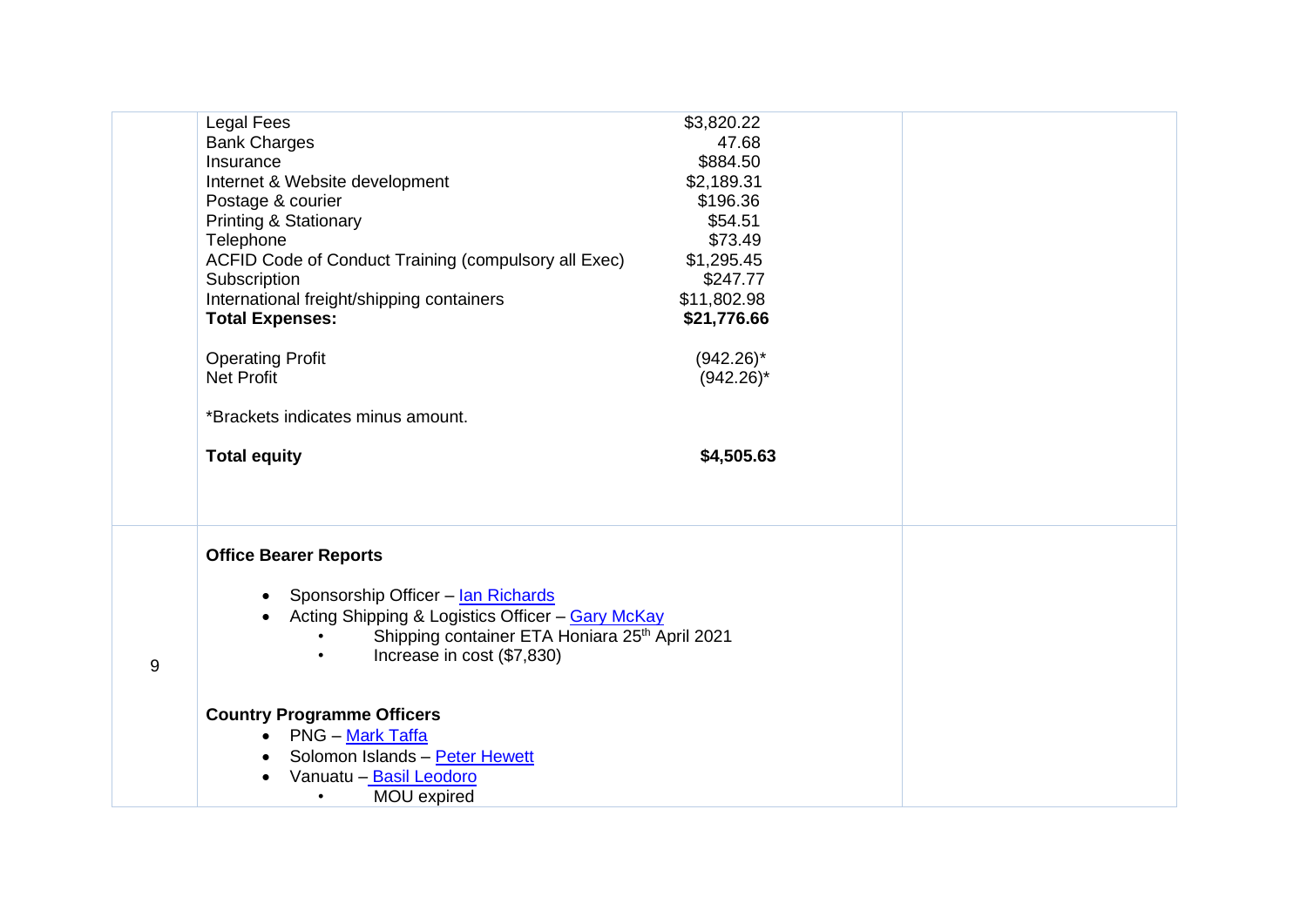| | | |
|---|---|---|
| | Legal Fees $3,820.22<br>Bank Charges 47.68<br>Insurance $884.50<br>Internet & Website development $2,189.31<br>Postage & courier $196.36<br>Printing & Stationary $54.51<br>Telephone $73.49<br>ACFID Code of Conduct Training (compulsory all Exec) $1,295.45<br>Subscription $247.77<br>International freight/shipping containers $11,802.98<br>**Total Expenses: $21,776.66**<br><br>Operating Profit (942.26)*<br>Net Profit (942.26)*<br><br>*Brackets indicates minus amount.<br><br>**Total equity $4,505.63** | |
| 9 | **Office Bearer Reports**<br><br>• Sponsorship Officer – Ian Richards<br>• Acting Shipping & Logistics Officer – Gary McKay<br>&nbsp;&nbsp;&nbsp;&nbsp;• Shipping container ETA Honiara 25th April 2021<br>&nbsp;&nbsp;&nbsp;&nbsp;• Increase in cost ($7,830)<br><br>**Country Programme Officers**<br>• PNG – Mark Taffa<br>• Solomon Islands – Peter Hewett<br>• Vanuatu – Basil Leodoro<br>&nbsp;&nbsp;&nbsp;&nbsp;• MOU expired | |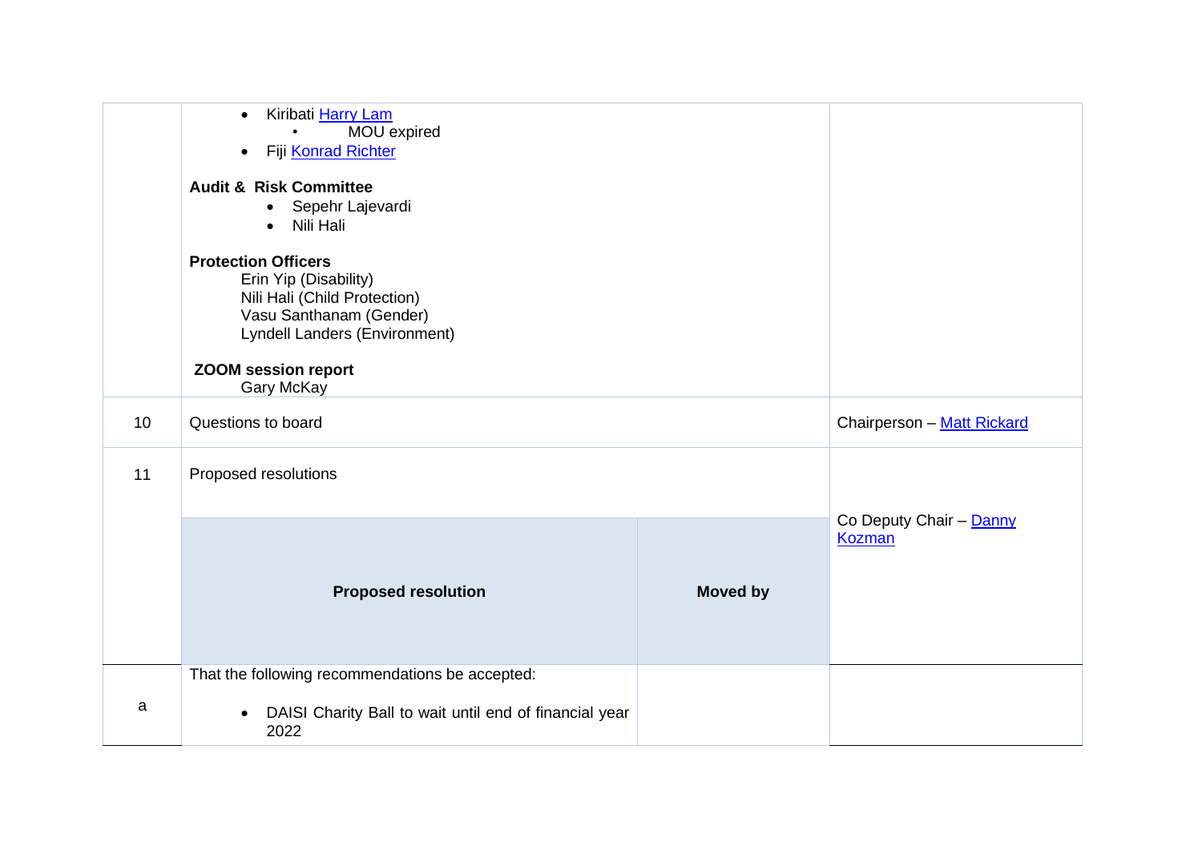| | | | |
|---|---|---|---|
| | • Kiribati [Harry Lam]<br>  ◦ MOU expired<br>• Fiji [Konrad Richter]<br><br>**Audit & Risk Committee**<br>• Sepehr Lajevardi<br>• Nili Hali<br><br>**Protection Officers**<br>Erin Yip (Disability)<br>Nili Hali (Child Protection)<br>Vasu Santhanam (Gender)<br>Lyndell Landers (Environment)<br><br>**ZOOM session report**<br>Gary McKay | | |
| 10 | Questions to board | | Chairperson – [Matt Rickard] |
| 11 | Proposed resolutions | | Co Deputy Chair – [Danny Kozman] |
| | **Proposed resolution** | **Moved by** | |
| a | That the following recommendations be accepted:<br><br>• DAISI Charity Ball to wait until end of financial year 2022 | | |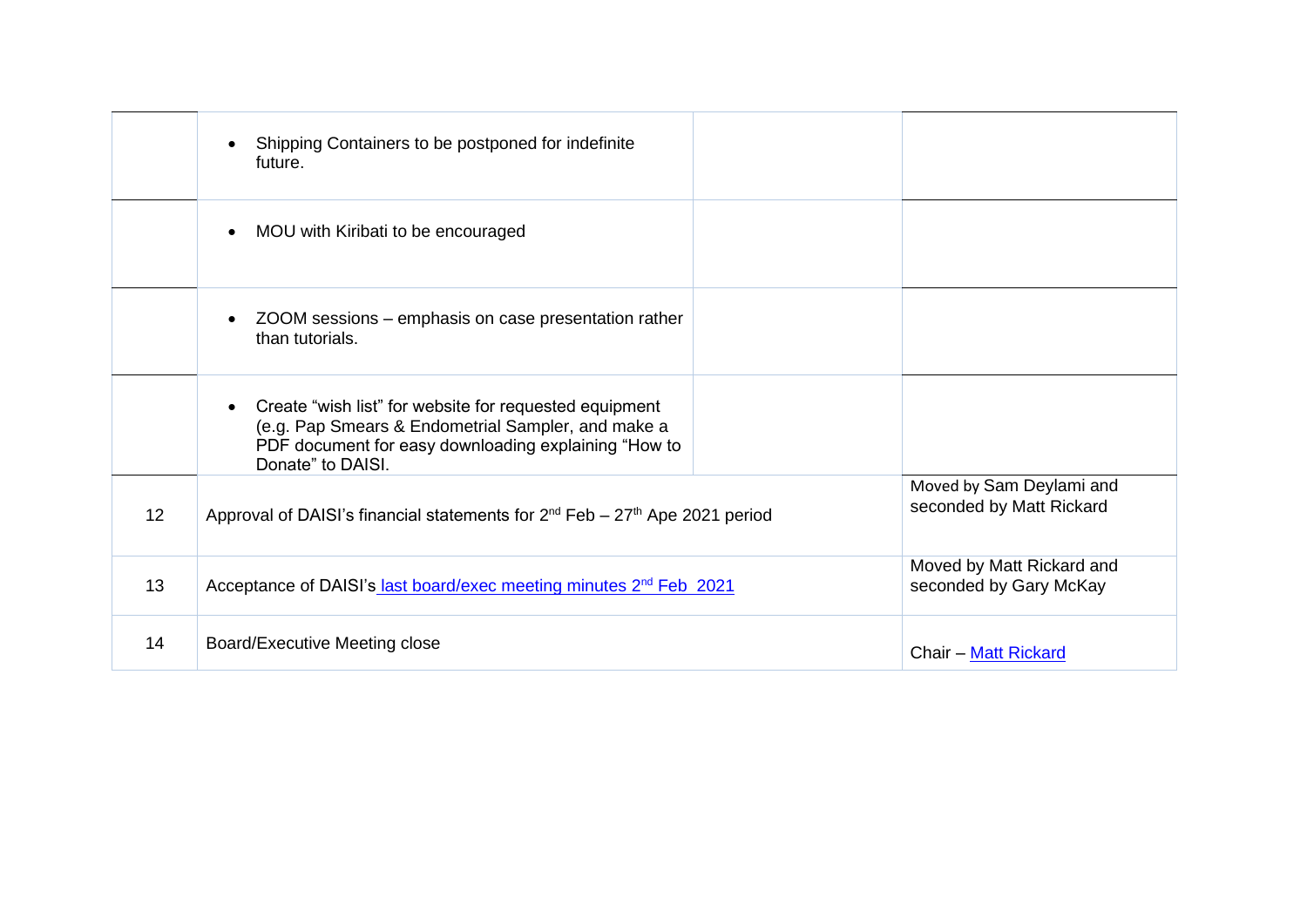| | | | |
|---|---|---|---|
| | • Shipping Containers to be postponed for indefinite future. | | |
| | • MOU with Kiribati to be encouraged | | |
| | • ZOOM sessions – emphasis on case presentation rather than tutorials. | | |
| | • Create "wish list" for website for requested equipment (e.g. Pap Smears & Endometrial Sampler, and make a PDF document for easy downloading explaining "How to Donate" to DAISI. | | |
| 12 | Approval of DAISI's financial statements for 2nd Feb – 27th Ape 2021 period | | Moved by Sam Deylami and seconded by Matt Rickard |
| 13 | Acceptance of DAISI's last board/exec meeting minutes 2nd Feb 2021 | | Moved by Matt Rickard and seconded by Gary McKay |
| 14 | Board/Executive Meeting close | | Chair – Matt Rickard |